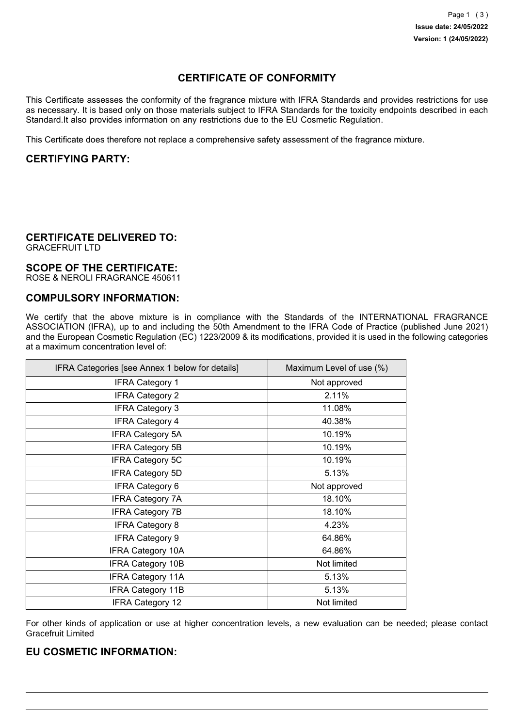# CERTIFICATE OF CONFORMITY

This Certificate assesses the conformity of the fragrance mixture with IFRA Standards and provides restrictions for use as necessary. It is based only on those materials subject to IFRA Standards for the toxicity endpoints described in each Standard.It also provides information on any restrictions due to the EU Cosmetic Regulation.

This Certificate does therefore not replace a comprehensive safety assessment of the fragrance mixture.

## CERTIFYING PARTY:

## CERTIFICATE DELIVERED TO:

GRACEFRUIT LTD

## SCOPE OF THE CERTIFICATE:

ROSE & NEROLI FRAGRANCE 450611

## COMPULSORY INFORMATION:

We certify that the above mixture is in compliance with the Standards of the INTERNATIONAL FRAGRANCE ASSOCIATION (IFRA), up to and including the 50th Amendment to the IFRA Code of Practice (published June 2021) and the European Cosmetic Regulation (EC) 1223/2009 & its modifications, provided it is used in the following categories at a maximum concentration level of:

| IFRA Categories [see Annex 1 below for details] | Maximum Level of use (%) |
|---|---|
| IFRA Category 1 | Not approved |
| IFRA Category 2 | 2.11% |
| IFRA Category 3 | 11.08% |
| IFRA Category 4 | 40.38% |
| IFRA Category 5A | 10.19% |
| IFRA Category 5B | 10.19% |
| IFRA Category 5C | 10.19% |
| IFRA Category 5D | 5.13% |
| IFRA Category 6 | Not approved |
| IFRA Category 7A | 18.10% |
| IFRA Category 7B | 18.10% |
| IFRA Category 8 | 4.23% |
| IFRA Category 9 | 64.86% |
| IFRA Category 10A | 64.86% |
| IFRA Category 10B | Not limited |
| IFRA Category 11A | 5.13% |
| IFRA Category 11B | 5.13% |
| IFRA Category 12 | Not limited |

For other kinds of application or use at higher concentration levels, a new evaluation can be needed; please contact Gracefruit Limited

## EU COSMETIC INFORMATION: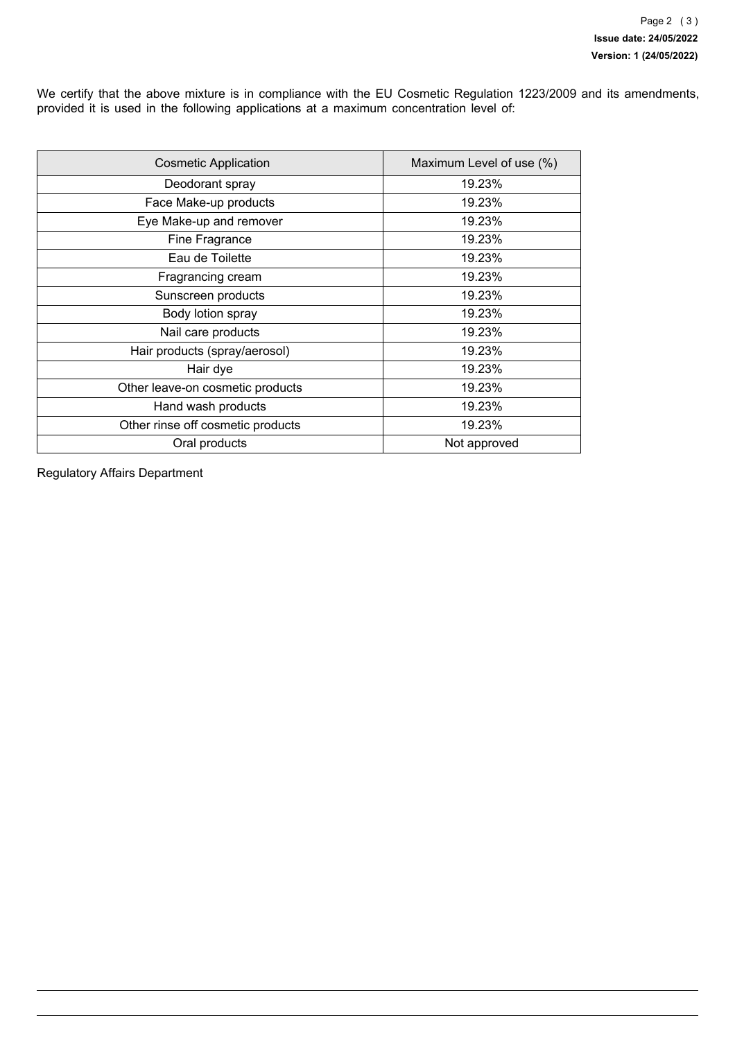We certify that the above mixture is in compliance with the EU Cosmetic Regulation 1223/2009 and its amendments, provided it is used in the following applications at a maximum concentration level of:

| Cosmetic Application | Maximum Level of use (%) |
| --- | --- |
| Deodorant spray | 19.23% |
| Face Make-up products | 19.23% |
| Eye Make-up and remover | 19.23% |
| Fine Fragrance | 19.23% |
| Eau de Toilette | 19.23% |
| Fragrancing cream | 19.23% |
| Sunscreen products | 19.23% |
| Body lotion spray | 19.23% |
| Nail care products | 19.23% |
| Hair products (spray/aerosol) | 19.23% |
| Hair dye | 19.23% |
| Other leave-on cosmetic products | 19.23% |
| Hand wash products | 19.23% |
| Other rinse off cosmetic products | 19.23% |
| Oral products | Not approved |

Regulatory Affairs Department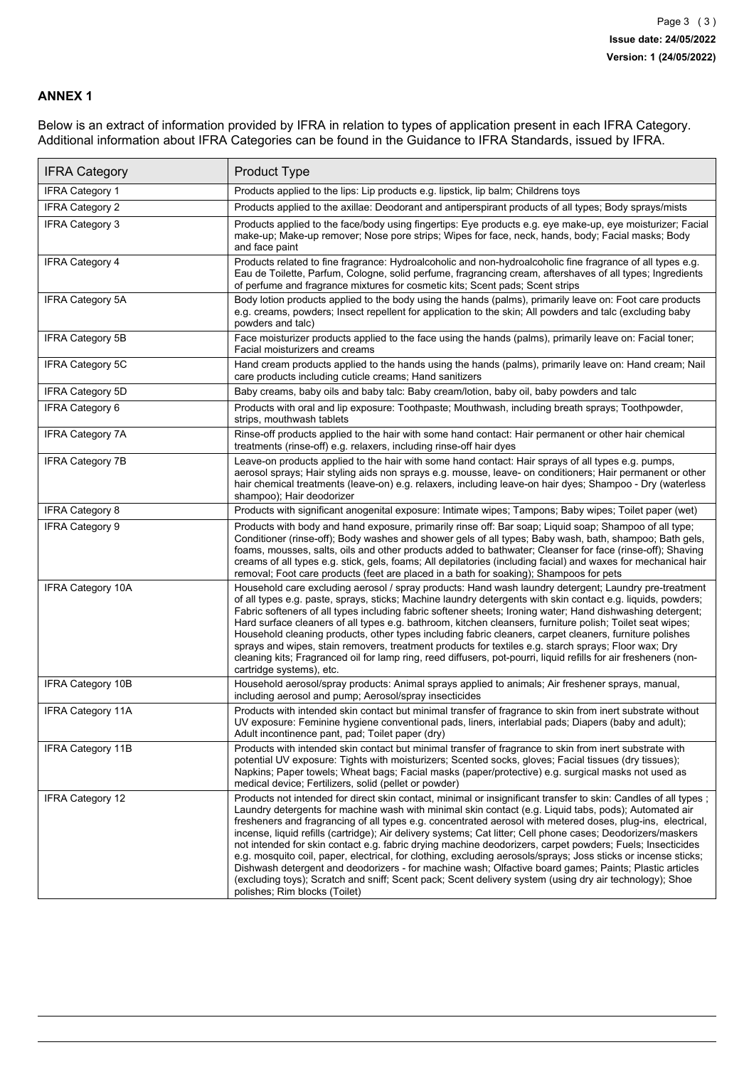## ANNEX 1

Below is an extract of information provided by IFRA in relation to types of application present in each IFRA Category. Additional information about IFRA Categories can be found in the Guidance to IFRA Standards, issued by IFRA.

| IFRA Category | Product Type |
|---|---|
| IFRA Category 1 | Products applied to the lips: Lip products e.g. lipstick, lip balm; Childrens toys |
| IFRA Category 2 | Products applied to the axillae: Deodorant and antiperspirant products of all types; Body sprays/mists |
| IFRA Category 3 | Products applied to the face/body using fingertips: Eye products e.g. eye make-up, eye moisturizer; Facial make-up; Make-up remover; Nose pore strips; Wipes for face, neck, hands, body; Facial masks; Body and face paint |
| IFRA Category 4 | Products related to fine fragrance: Hydroalcoholic and non-hydroalcoholic fine fragrance of all types e.g. Eau de Toilette, Parfum, Cologne, solid perfume, fragrancing cream, aftershaves of all types; Ingredients of perfume and fragrance mixtures for cosmetic kits; Scent pads; Scent strips |
| IFRA Category 5A | Body lotion products applied to the body using the hands (palms), primarily leave on: Foot care products e.g. creams, powders; Insect repellent for application to the skin; All powders and talc (excluding baby powders and talc) |
| IFRA Category 5B | Face moisturizer products applied to the face using the hands (palms), primarily leave on: Facial toner; Facial moisturizers and creams |
| IFRA Category 5C | Hand cream products applied to the hands using the hands (palms), primarily leave on: Hand cream; Nail care products including cuticle creams; Hand sanitizers |
| IFRA Category 5D | Baby creams, baby oils and baby talc: Baby cream/lotion, baby oil, baby powders and talc |
| IFRA Category 6 | Products with oral and lip exposure: Toothpaste; Mouthwash, including breath sprays; Toothpowder, strips, mouthwash tablets |
| IFRA Category 7A | Rinse-off products applied to the hair with some hand contact: Hair permanent or other hair chemical treatments (rinse-off) e.g. relaxers, including rinse-off hair dyes |
| IFRA Category 7B | Leave-on products applied to the hair with some hand contact: Hair sprays of all types e.g. pumps, aerosol sprays; Hair styling aids non sprays e.g. mousse, leave- on conditioners; Hair permanent or other hair chemical treatments (leave-on) e.g. relaxers, including leave-on hair dyes; Shampoo - Dry (waterless shampoo); Hair deodorizer |
| IFRA Category 8 | Products with significant anogenital exposure: Intimate wipes; Tampons; Baby wipes; Toilet paper (wet) |
| IFRA Category 9 | Products with body and hand exposure, primarily rinse off: Bar soap; Liquid soap; Shampoo of all type; Conditioner (rinse-off); Body washes and shower gels of all types; Baby wash, bath, shampoo; Bath gels, foams, mousses, salts, oils and other products added to bathwater; Cleanser for face (rinse-off); Shaving creams of all types e.g. stick, gels, foams; All depilatories (including facial) and waxes for mechanical hair removal; Foot care products (feet are placed in a bath for soaking); Shampoos for pets |
| IFRA Category 10A | Household care excluding aerosol / spray products: Hand wash laundry detergent; Laundry pre-treatment of all types e.g. paste, sprays, sticks; Machine laundry detergents with skin contact e.g. liquids, powders; Fabric softeners of all types including fabric softener sheets; Ironing water; Hand dishwashing detergent; Hard surface cleaners of all types e.g. bathroom, kitchen cleansers, furniture polish; Toilet seat wipes; Household cleaning products, other types including fabric cleaners, carpet cleaners, furniture polishes sprays and wipes, stain removers, treatment products for textiles e.g. starch sprays; Floor wax; Dry cleaning kits; Fragranced oil for lamp ring, reed diffusers, pot-pourri, liquid refills for air fresheners (non-cartridge systems), etc. |
| IFRA Category 10B | Household aerosol/spray products: Animal sprays applied to animals; Air freshener sprays, manual, including aerosol and pump; Aerosol/spray insecticides |
| IFRA Category 11A | Products with intended skin contact but minimal transfer of fragrance to skin from inert substrate without UV exposure: Feminine hygiene conventional pads, liners, interlabial pads; Diapers (baby and adult); Adult incontinence pant, pad; Toilet paper (dry) |
| IFRA Category 11B | Products with intended skin contact but minimal transfer of fragrance to skin from inert substrate with potential UV exposure: Tights with moisturizers; Scented socks, gloves; Facial tissues (dry tissues); Napkins; Paper towels; Wheat bags; Facial masks (paper/protective) e.g. surgical masks not used as medical device; Fertilizers, solid (pellet or powder) |
| IFRA Category 12 | Products not intended for direct skin contact, minimal or insignificant transfer to skin: Candles of all types ; Laundry detergents for machine wash with minimal skin contact (e.g. Liquid tabs, pods); Automated air fresheners and fragrancing of all types e.g. concentrated aerosol with metered doses, plug-ins, electrical, incense, liquid refills (cartridge); Air delivery systems; Cat litter; Cell phone cases; Deodorizers/maskers not intended for skin contact e.g. fabric drying machine deodorizers, carpet powders; Fuels; Insecticides e.g. mosquito coil, paper, electrical, for clothing, excluding aerosols/sprays; Joss sticks or incense sticks; Dishwash detergent and deodorizers - for machine wash; Olfactive board games; Paints; Plastic articles (excluding toys); Scratch and sniff; Scent pack; Scent delivery system (using dry air technology); Shoe polishes; Rim blocks (Toilet) |